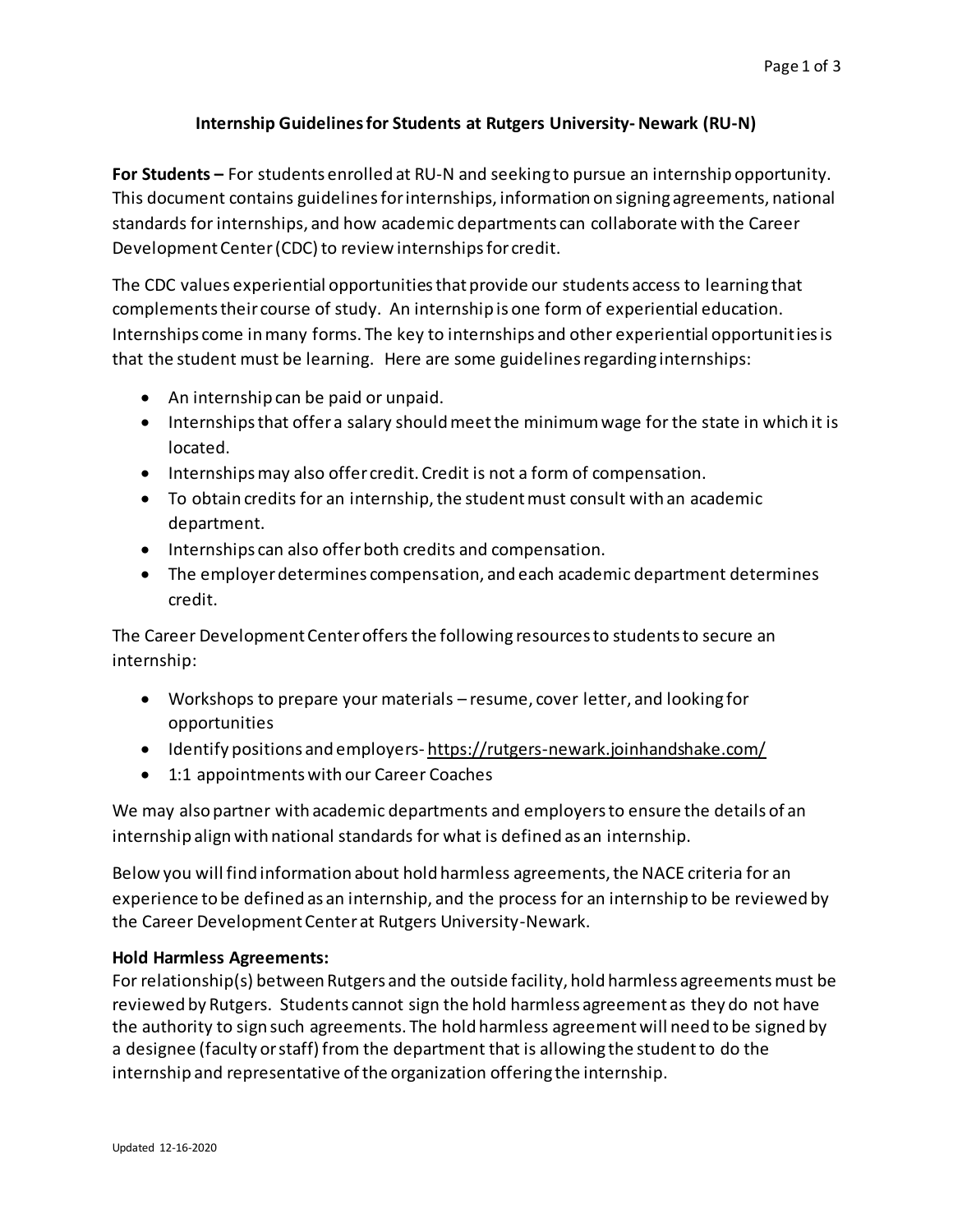# Internship Guidelines for Students at Rutgers University- Newark (RU-N)

**For Students –** For students enrolled at RU-N and seeking to pursue an internship opportunity. This document contains guidelines for internships, information on signing agreements, national standards for internships, and how academic departments can collaborate with the Career Development Center (CDC) to review internships for credit.

The CDC values experiential opportunities that provide our students access to learning that complements their course of study. An internship is one form of experiential education. Internships come in many forms. The key to internships and other experiential opportunities is that the student must be learning. Here are some guidelines regarding internships:

- An internship can be paid or unpaid.
- Internships that offer a salary should meet the minimum wage for the state in which it is located.
- Internships may also offer credit. Credit is not a form of compensation.
- To obtain credits for an internship, the student must consult with an academic department.
- Internships can also offer both credits and compensation.
- The employer determines compensation, and each academic department determines credit.

The Career Development Center offers the following resources to students to secure an internship:

- Workshops to prepare your materials – resume, cover letter, and looking for opportunities
- Identify positions and employers- https://rutgers-newark.joinhandshake.com/
- 1:1 appointments with our Career Coaches

We may also partner with academic departments and employers to ensure the details of an internship align with national standards for what is defined as an internship.

Below you will find information about hold harmless agreements, the NACE criteria for an experience to be defined as an internship, and the process for an internship to be reviewed by the Career Development Center at Rutgers University-Newark.

**Hold Harmless Agreements:**
For relationship(s) between Rutgers and the outside facility, hold harmless agreements must be reviewed by Rutgers. Students cannot sign the hold harmless agreement as they do not have the authority to sign such agreements. The hold harmless agreement will need to be signed by a designee (faculty or staff) from the department that is allowing the student to do the internship and representative of the organization offering the internship.

Updated 12-16-2020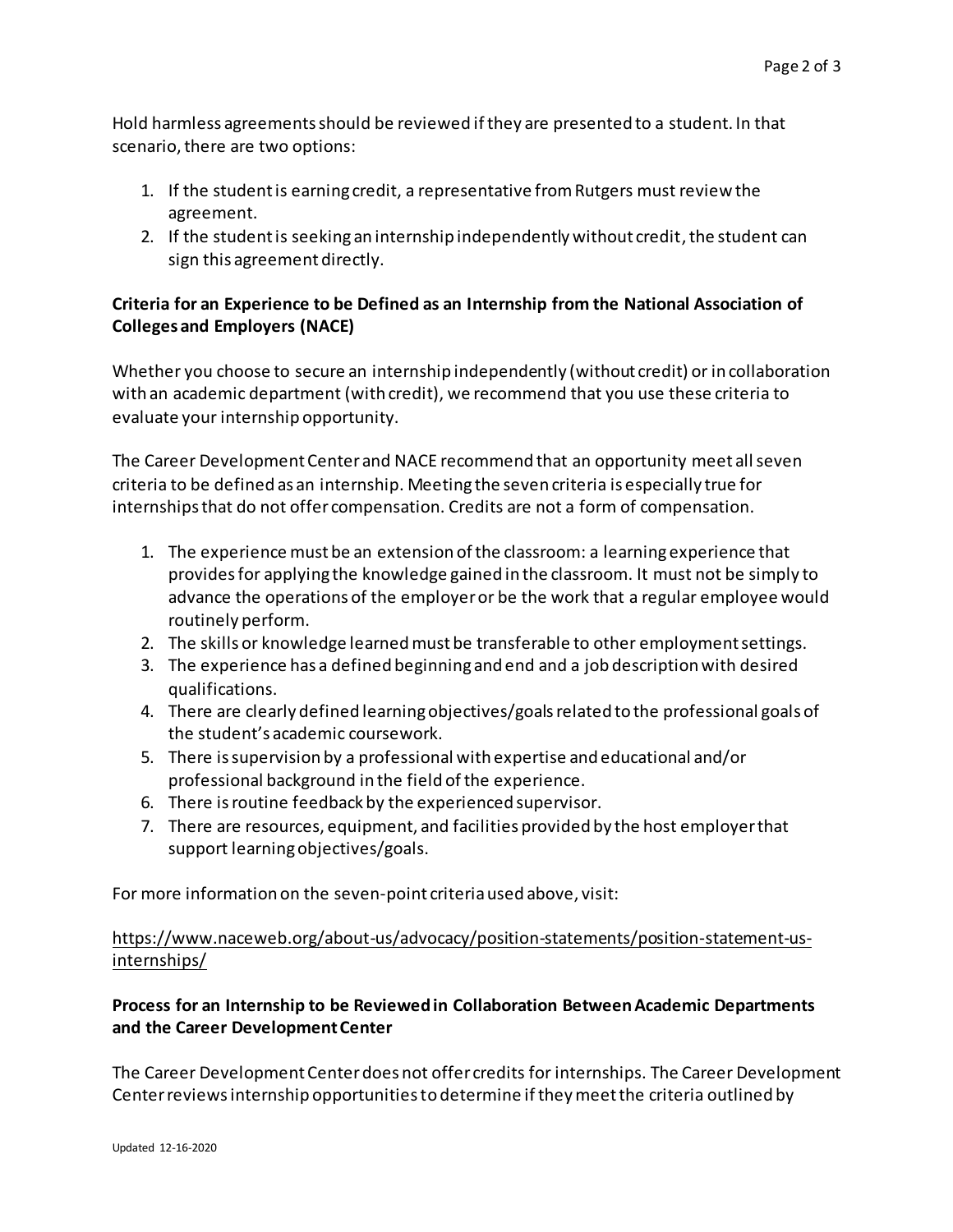Hold harmless agreements should be reviewed if they are presented to a student. In that scenario, there are two options:

1. If the student is earning credit, a representative from Rutgers must review the agreement.
2. If the student is seeking an internship independently without credit, the student can sign this agreement directly.

**Criteria for an Experience to be Defined as an Internship from the National Association of Colleges and Employers (NACE)**

Whether you choose to secure an internship independently (without credit) or in collaboration with an academic department (with credit), we recommend that you use these criteria to evaluate your internship opportunity.

The Career Development Center and NACE recommend that an opportunity meet all seven criteria to be defined as an internship. Meeting the seven criteria is especially true for internships that do not offer compensation. Credits are not a form of compensation.

1. The experience must be an extension of the classroom: a learning experience that provides for applying the knowledge gained in the classroom. It must not be simply to advance the operations of the employer or be the work that a regular employee would routinely perform.
2. The skills or knowledge learned must be transferable to other employment settings.
3. The experience has a defined beginning and end and a job description with desired qualifications.
4. There are clearly defined learning objectives/goals related to the professional goals of the student's academic coursework.
5. There is supervision by a professional with expertise and educational and/or professional background in the field of the experience.
6. There is routine feedback by the experienced supervisor.
7. There are resources, equipment, and facilities provided by the host employer that support learning objectives/goals.

For more information on the seven-point criteria used above, visit:

https://www.naceweb.org/about-us/advocacy/position-statements/position-statement-us-internships/

**Process for an Internship to be Reviewed in Collaboration Between Academic Departments and the Career Development Center**

The Career Development Center does not offer credits for internships. The Career Development Center reviews internship opportunities to determine if they meet the criteria outlined by

Updated 12-16-2020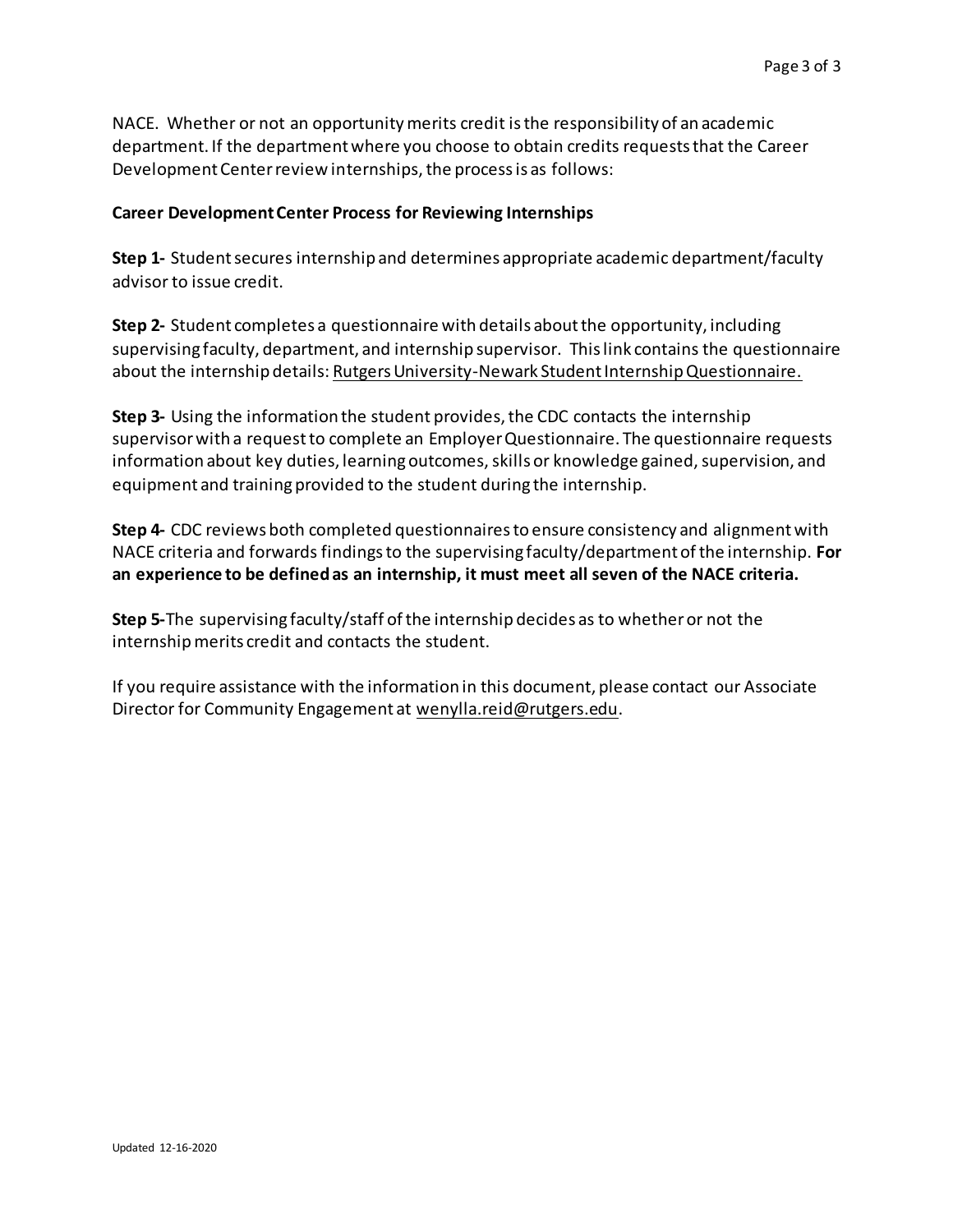NACE. Whether or not an opportunity merits credit is the responsibility of an academic department. If the department where you choose to obtain credits requests that the Career Development Center review internships, the process is as follows:

**Career Development Center Process for Reviewing Internships**

**Step 1-** Student secures internship and determines appropriate academic department/faculty advisor to issue credit.

**Step 2-** Student completes a questionnaire with details about the opportunity, including supervising faculty, department, and internship supervisor. This link contains the questionnaire about the internship details: Rutgers University-Newark Student Internship Questionnaire.

**Step 3-** Using the information the student provides, the CDC contacts the internship supervisor with a request to complete an Employer Questionnaire. The questionnaire requests information about key duties, learning outcomes, skills or knowledge gained, supervision, and equipment and training provided to the student during the internship.

**Step 4-** CDC reviews both completed questionnaires to ensure consistency and alignment with NACE criteria and forwards findings to the supervising faculty/department of the internship. **For an experience to be defined as an internship, it must meet all seven of the NACE criteria.**

**Step 5-** The supervising faculty/staff of the internship decides as to whether or not the internship merits credit and contacts the student.

If you require assistance with the information in this document, please contact our Associate Director for Community Engagement at wenylla.reid@rutgers.edu.

Updated 12-16-2020